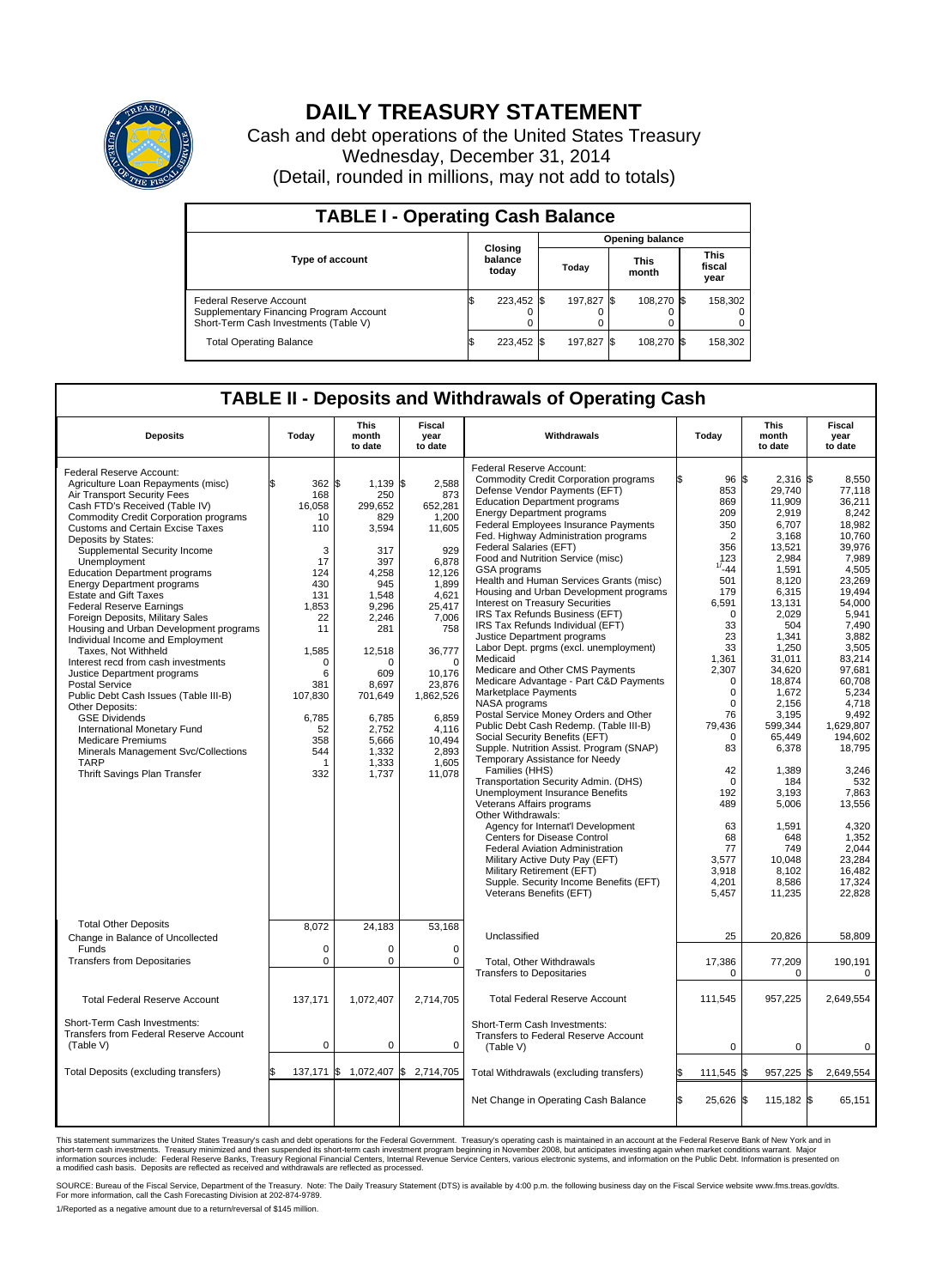# DAILY TREASURY STATEMENT

Cash and debt operations of the United States Treasury
Wednesday, December 31, 2014
(Detail, rounded in millions, may not add to totals)

## TABLE I - Operating Cash Balance

| Type of account | Closing balance today | Opening balance Today | Opening balance This month | Opening balance This fiscal year |
|---|---|---|---|---|
| Federal Reserve Account | $ 223,452 | $ 197,827 | $ 108,270 | $ 158,302 |
| Supplementary Financing Program Account | 0 | 0 | 0 | 0 |
| Short-Term Cash Investments (Table V) | 0 | 0 | 0 | 0 |
| Total Operating Balance | $ 223,452 | $ 197,827 | $ 108,270 | $ 158,302 |

## TABLE II - Deposits and Withdrawals of Operating Cash

| Deposits | Today | This month to date | Fiscal year to date | Withdrawals | Today | This month to date | Fiscal year to date |
|---|---|---|---|---|---|---|---|
| Federal Reserve Account: | | | | Federal Reserve Account: | | | |
| Agriculture Loan Repayments (misc) | $ 362 | $ 1,139 | $ 2,588 | Commodity Credit Corporation programs | $ 96 | $ 2,316 | $ 8,550 |
| Air Transport Security Fees | 168 | 250 | 873 | Defense Vendor Payments (EFT) | 853 | 29,740 | 77,118 |
| Cash FTD's Received (Table IV) | 16,058 | 299,652 | 652,281 | Education Department programs | 869 | 11,909 | 36,211 |
| Commodity Credit Corporation programs | 10 | 829 | 1,200 | Energy Department programs | 209 | 2,919 | 8,242 |
| Customs and Certain Excise Taxes | 110 | 3,594 | 11,605 | Federal Employees Insurance Payments | 350 | 6,707 | 18,982 |
| Deposits by States: | | | | Fed. Highway Administration programs | 2 | 3,168 | 10,760 |
| Supplemental Security Income | 3 | 317 | 929 | Federal Salaries (EFT) | 356 | 13,521 | 39,976 |
| Unemployment | 17 | 397 | 6,878 | Food and Nutrition Service (misc) | 123 | 2,984 | 7,989 |
| Education Department programs | 124 | 4,258 | 12,126 | GSA programs | [1] -44 | 1,591 | 4,505 |
| Energy Department programs | 430 | 945 | 1,899 | Health and Human Services Grants (misc) | 501 | 8,120 | 23,269 |
| Estate and Gift Taxes | 131 | 1,548 | 4,621 | Housing and Urban Development programs | 179 | 6,315 | 19,494 |
| Federal Reserve Earnings | 1,853 | 9,296 | 25,417 | Interest on Treasury Securities | 6,591 | 13,131 | 54,000 |
| Foreign Deposits, Military Sales | 22 | 2,246 | 7,006 | IRS Tax Refunds Business (EFT) | 0 | 2,029 | 5,941 |
| Housing and Urban Development programs | 11 | 281 | 758 | IRS Tax Refunds Individual (EFT) | 33 | 504 | 7,490 |
| Individual Income and Employment | | | | Justice Department programs | 23 | 1,341 | 3,882 |
| Taxes, Not Withheld | 1,585 | 12,518 | 36,777 | Labor Dept. prgms (excl. unemployment) | 33 | 1,250 | 3,505 |
| Interest recd from cash investments | 0 | 0 | 0 | Medicaid | 1,361 | 31,011 | 83,214 |
| Justice Department programs | 6 | 609 | 10,176 | Medicare and Other CMS Payments | 2,307 | 34,620 | 97,681 |
| Postal Service | 381 | 8,697 | 23,876 | Medicare Advantage - Part C&D Payments | 0 | 18,874 | 60,708 |
| Public Debt Cash Issues (Table III-B) | 107,830 | 701,649 | 1,862,526 | Marketplace Payments | 0 | 1,672 | 5,234 |
| Other Deposits: | | | | NASA programs | 0 | 2,156 | 4,718 |
| GSE Dividends | 6,785 | 6,785 | 6,859 | Postal Service Money Orders and Other | 76 | 3,195 | 9,492 |
| International Monetary Fund | 52 | 2,752 | 4,116 | Public Debt Cash Redemp. (Table III-B) | 79,436 | 599,344 | 1,629,807 |
| Medicare Premiums | 358 | 5,666 | 10,494 | Social Security Benefits (EFT) | 0 | 65,449 | 194,602 |
| Minerals Management Svc/Collections | 544 | 1,332 | 2,893 | Supple. Nutrition Assist. Program (SNAP) | 83 | 6,378 | 18,795 |
| TARP | 1 | 1,333 | 1,605 | Temporary Assistance for Needy | | | |
| Thrift Savings Plan Transfer | 332 | 1,737 | 11,078 | Families (HHS) | 42 | 1,389 | 3,246 |
| | | | | Transportation Security Admin. (DHS) | 0 | 184 | 532 |
| | | | | Unemployment Insurance Benefits | 192 | 3,193 | 7,863 |
| | | | | Veterans Affairs programs | 489 | 5,006 | 13,556 |
| | | | | Other Withdrawals: | | | |
| | | | | Agency for Internat'l Development | 63 | 1,591 | 4,320 |
| | | | | Centers for Disease Control | 68 | 648 | 1,352 |
| | | | | Federal Aviation Administration | 77 | 749 | 2,044 |
| | | | | Military Active Duty Pay (EFT) | 3,577 | 10,048 | 23,284 |
| | | | | Military Retirement (EFT) | 3,918 | 8,102 | 16,482 |
| | | | | Supple. Security Income Benefits (EFT) | 4,201 | 8,586 | 17,324 |
| | | | | Veterans Benefits (EFT) | 5,457 | 11,235 | 22,828 |
| Total Other Deposits | 8,072 | 24,183 | 53,168 | Unclassified | 25 | 20,826 | 58,809 |
| Change in Balance of Uncollected Funds | 0 | 0 | 0 | | | | |
| Transfers from Depositaries | 0 | 0 | 0 | Total, Other Withdrawals | 17,386 | 77,209 | 190,191 |
| | | | | Transfers to Depositaries | 0 | 0 | 0 |
| Total Federal Reserve Account | 137,171 | 1,072,407 | 2,714,705 | Total Federal Reserve Account | 111,545 | 957,225 | 2,649,554 |
| Short-Term Cash Investments: Transfers from Federal Reserve Account (Table V) | 0 | 0 | 0 | Short-Term Cash Investments: Transfers to Federal Reserve Account (Table V) | 0 | 0 | 0 |
| Total Deposits (excluding transfers) | $ 137,171 | $ 1,072,407 | $ 2,714,705 | Total Withdrawals (excluding transfers) | $ 111,545 | $ 957,225 | $ 2,649,554 |
| | | | | Net Change in Operating Cash Balance | $ 25,626 | $ 115,182 | $ 65,151 |

This statement summarizes the United States Treasury's cash and debt operations for the Federal Government. Treasury's operating cash is maintained in an account at the Federal Reserve Bank of New York and in short-term cash investments. Treasury minimized and then suspended its short-term cash investment program beginning in November 2008, but anticipates investing again when market conditions warrant. Major information sources include: Federal Reserve Banks, Treasury Regional Financial Centers, Internal Revenue Service Centers, various electronic systems, and information on the Public Debt. Information is presented on a modified cash basis. Deposits are reflected as received and withdrawals are reflected as processed.

SOURCE: Bureau of the Fiscal Service, Department of the Treasury. Note: The Daily Treasury Statement (DTS) is available by 4:00 p.m. the following business day on the Fiscal Service website www.fms.treas.gov/dts. For more information, call the Cash Forecasting Division at 202-874-9789.

1/Reported as a negative amount due to a return/reversal of $145 million.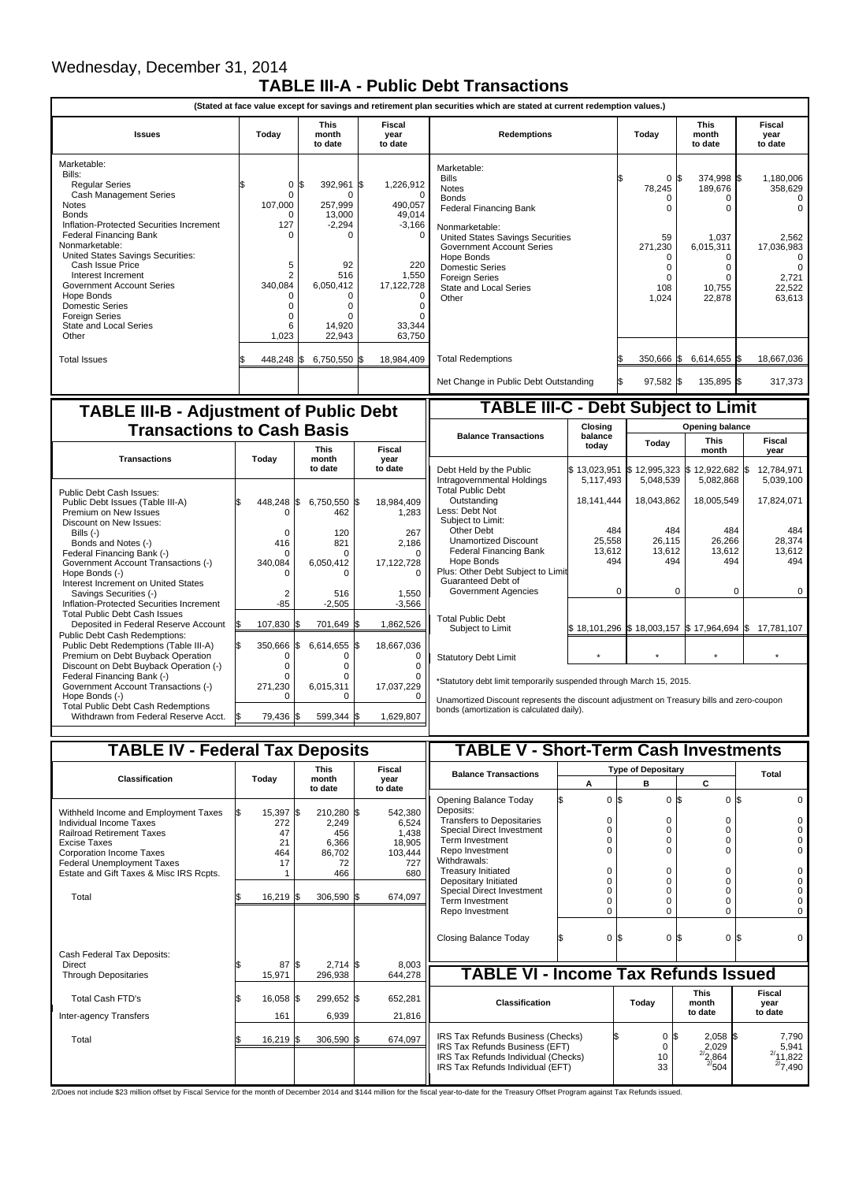Wednesday, December 31, 2014

# TABLE III-A - Public Debt Transactions

(Stated at face value except for savings and retirement plan securities which are stated at current redemption values.)

| Issues | Today | This month to date | Fiscal year to date |
|---|---|---|---|
| Marketable: | | | |
| Bills: | | | |
| Regular Series | $ 0 | $ 392,961 | $ 1,226,912 |
| Cash Management Series | 0 | 0 | 0 |
| Notes | 107,000 | 257,999 | 490,057 |
| Bonds | 0 | 13,000 | 49,014 |
| Inflation-Protected Securities Increment | 127 | -2,294 | -3,166 |
| Federal Financing Bank | 0 | 0 | 0 |
| Nonmarketable: | | | |
| United States Savings Securities: | | | |
| Cash Issue Price | 5 | 92 | 220 |
| Interest Increment | 2 | 516 | 1,550 |
| Government Account Series | 340,084 | 6,050,412 | 17,122,728 |
| Hope Bonds | 0 | 0 | 0 |
| Domestic Series | 0 | 0 | 0 |
| Foreign Series | 0 | 0 | 0 |
| State and Local Series | 6 | 14,920 | 33,344 |
| Other | 1,023 | 22,943 | 63,750 |
| Total Issues | $ 448,248 | $ 6,750,550 | $ 18,984,409 |

| Redemptions | Today | This month to date | Fiscal year to date |
|---|---|---|---|
| Marketable: | | | |
| Bills | $ 0 | $ 374,998 | $ 1,180,006 |
| Notes | 78,245 | 189,676 | 358,629 |
| Bonds | 0 | 0 | 0 |
| Federal Financing Bank | 0 | 0 | 0 |
| Nonmarketable: | | | |
| United States Savings Securities | 59 | 1,037 | 2,562 |
| Government Account Series | 271,230 | 6,015,311 | 17,036,983 |
| Hope Bonds | 0 | 0 | 0 |
| Domestic Series | 0 | 0 | 0 |
| Foreign Series | 0 | 0 | 2,721 |
| State and Local Series | 108 | 10,755 | 22,522 |
| Other | 1,024 | 22,878 | 63,613 |
| Total Redemptions | $ 350,666 | $ 6,614,655 | $ 18,667,036 |
| Net Change in Public Debt Outstanding | $ 97,582 | $ 135,895 | $ 317,373 |

# TABLE III-B - Adjustment of Public Debt Transactions to Cash Basis

| Transactions | Today | This month to date | Fiscal year to date |
|---|---|---|---|
| Public Debt Cash Issues: | | | |
| Public Debt Issues (Table III-A) | $ 448,248 | $ 6,750,550 | $ 18,984,409 |
| Premium on New Issues | 0 | 462 | 1,283 |
| Discount on New Issues: | | | |
| Bills (-) | 0 | 120 | 267 |
| Bonds and Notes (-) | 416 | 821 | 2,186 |
| Federal Financing Bank (-) | 0 | 0 | 0 |
| Government Account Transactions (-) | 340,084 | 6,050,412 | 17,122,728 |
| Hope Bonds (-) | 0 | 0 | 0 |
| Interest Increment on United States Savings Securities (-) | 2 | 516 | 1,550 |
| Inflation-Protected Securities Increment | -85 | -2,505 | -3,566 |
| Total Public Debt Cash Issues Deposited in Federal Reserve Account | $ 107,830 | $ 701,649 | $ 1,862,526 |
| Public Debt Cash Redemptions: | | | |
| Public Debt Redemptions (Table III-A) | $ 350,666 | $ 6,614,655 | $ 18,667,036 |
| Premium on Debt Buyback Operation | 0 | 0 | 0 |
| Discount on Debt Buyback Operation (-) | 0 | 0 | 0 |
| Federal Financing Bank (-) | 0 | 0 | 0 |
| Government Account Transactions (-) | 271,230 | 6,015,311 | 17,037,229 |
| Hope Bonds (-) | 0 | 0 | 0 |
| Total Public Debt Cash Redemptions Withdrawn from Federal Reserve Acct. | $ 79,436 | $ 599,344 | $ 1,629,807 |

# TABLE III-C - Debt Subject to Limit

| Balance Transactions | Closing balance today | Opening balance Today | Opening balance This month | Opening balance Fiscal year |
|---|---|---|---|---|
| Debt Held by the Public | $ 13,023,951 | $ 12,995,323 | $ 12,922,682 | $ 12,784,971 |
| Intragovernmental Holdings | 5,117,493 | 5,048,539 | 5,082,868 | 5,039,100 |
| Total Public Debt Outstanding | 18,141,444 | 18,043,862 | 18,005,549 | 17,824,071 |
| Less: Debt Not Subject to Limit: | | | | |
| Other Debt | 484 | 484 | 484 | 484 |
| Unamortized Discount | 25,558 | 26,115 | 26,266 | 28,374 |
| Federal Financing Bank | 13,612 | 13,612 | 13,612 | 13,612 |
| Hope Bonds | 494 | 494 | 494 | 494 |
| Plus: Other Debt Subject to Limit | | | | |
| Guaranteed Debt of Government Agencies | 0 | 0 | 0 | 0 |
| Total Public Debt Subject to Limit | $ 18,101,296 | $ 18,003,157 | $ 17,964,694 | $ 17,781,107 |
| Statutory Debt Limit | * | * | * | * |

*Statutory debt limit temporarily suspended through March 15, 2015.

Unamortized Discount represents the discount adjustment on Treasury bills and zero-coupon bonds (amortization is calculated daily).

# TABLE IV - Federal Tax Deposits

| Classification | Today | This month to date | Fiscal year to date |
|---|---|---|---|
| Withheld Income and Employment Taxes | $ 15,397 | $ 210,280 | $ 542,380 |
| Individual Income Taxes | 272 | 2,249 | 6,524 |
| Railroad Retirement Taxes | 47 | 456 | 1,438 |
| Excise Taxes | 21 | 6,366 | 18,905 |
| Corporation Income Taxes | 464 | 86,702 | 103,444 |
| Federal Unemployment Taxes | 17 | 72 | 727 |
| Estate and Gift Taxes & Misc IRS Rcpts. | 1 | 466 | 680 |
| Total | $ 16,219 | $ 306,590 | $ 674,097 |
| Cash Federal Tax Deposits: | | | |
| Direct | $ 87 | $ 2,714 | $ 8,003 |
| Through Depositaries | 15,971 | 296,938 | 644,278 |
| Total Cash FTD's | $ 16,058 | $ 299,652 | $ 652,281 |
| Inter-agency Transfers | 161 | 6,939 | 21,816 |
| Total | $ 16,219 | $ 306,590 | $ 674,097 |

# TABLE V - Short-Term Cash Investments

| Balance Transactions | Type of Depositary A | Type of Depositary B | Type of Depositary C | Total |
|---|---|---|---|---|
| Opening Balance Today | $ 0 | $ 0 | $ 0 | $ 0 |
| Deposits: | | | | |
| Transfers to Depositaries | 0 | 0 | 0 | 0 |
| Special Direct Investment | 0 | 0 | 0 | 0 |
| Term Investment | 0 | 0 | 0 | 0 |
| Repo Investment | 0 | 0 | 0 | 0 |
| Withdrawals: | | | | |
| Treasury Initiated | 0 | 0 | 0 | 0 |
| Depositary Initiated | 0 | 0 | 0 | 0 |
| Special Direct Investment | 0 | 0 | 0 | 0 |
| Term Investment | 0 | 0 | 0 | 0 |
| Repo Investment | 0 | 0 | 0 | 0 |
| Closing Balance Today | $ 0 | $ 0 | $ 0 | $ 0 |

# TABLE VI - Income Tax Refunds Issued

| Classification | Today | This month to date | Fiscal year to date |
|---|---|---|---|
| IRS Tax Refunds Business (Checks) | $ 0 | $ 2,058 | $ 7,790 |
| IRS Tax Refunds Business (EFT) | 0 | 2,029 | 5,941 |
| IRS Tax Refunds Individual (Checks) | 10 | [2/] 2,864 | [2/] 11,822 |
| IRS Tax Refunds Individual (EFT) | 33 | [2/] 504 | [2/] 7,490 |

2/Does not include $23 million offset by Fiscal Service for the month of December 2014 and $144 million for the fiscal year-to-date for the Treasury Offset Program against Tax Refunds issued.